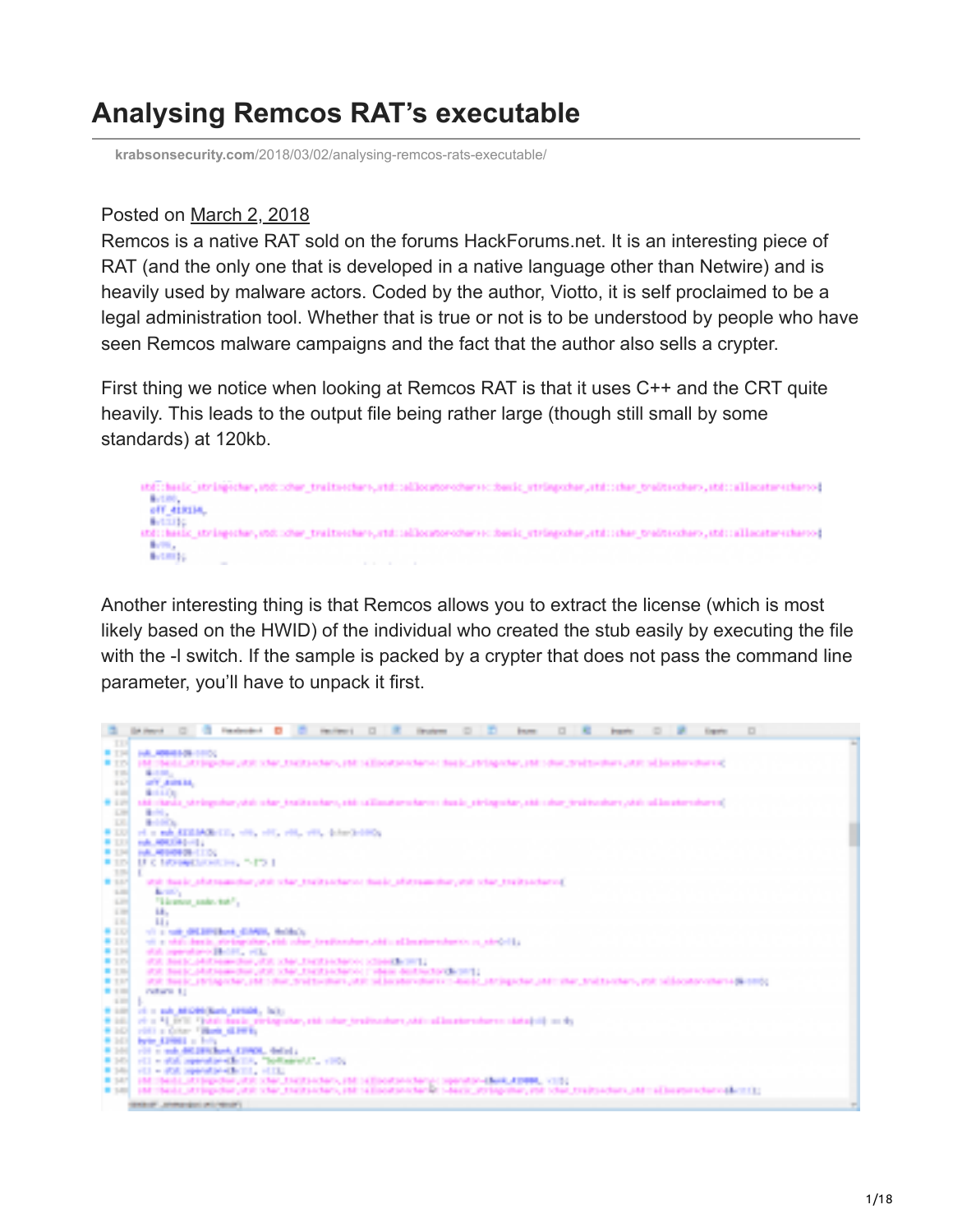# Analysing Remcos RAT's executable

krabsonsecurity.com/2018/03/02/analysing-remcos-rats-executable/

Posted on March 2, 2018

Remcos is a native RAT sold on the forums HackForums.net. It is an interesting piece of RAT (and the only one that is developed in a native language other than Netwire) and is heavily used by malware actors. Coded by the author, Viotto, it is self proclaimed to be a legal administration tool. Whether that is true or not is to be understood by people who have seen Remcos malware campaigns and the fact that the author also sells a crypter.

First thing we notice when looking at Remcos RAT is that it uses C++ and the CRT quite heavily. This leads to the output file being rather large (though still small by some standards) at 120kb.

Another interesting thing is that Remcos allows you to extract the license (which is most likely based on the HWID) of the individual who created the stub easily by executing the file with the -l switch. If the sample is packed by a crypter that does not pass the command line parameter, you'll have to unpack it first.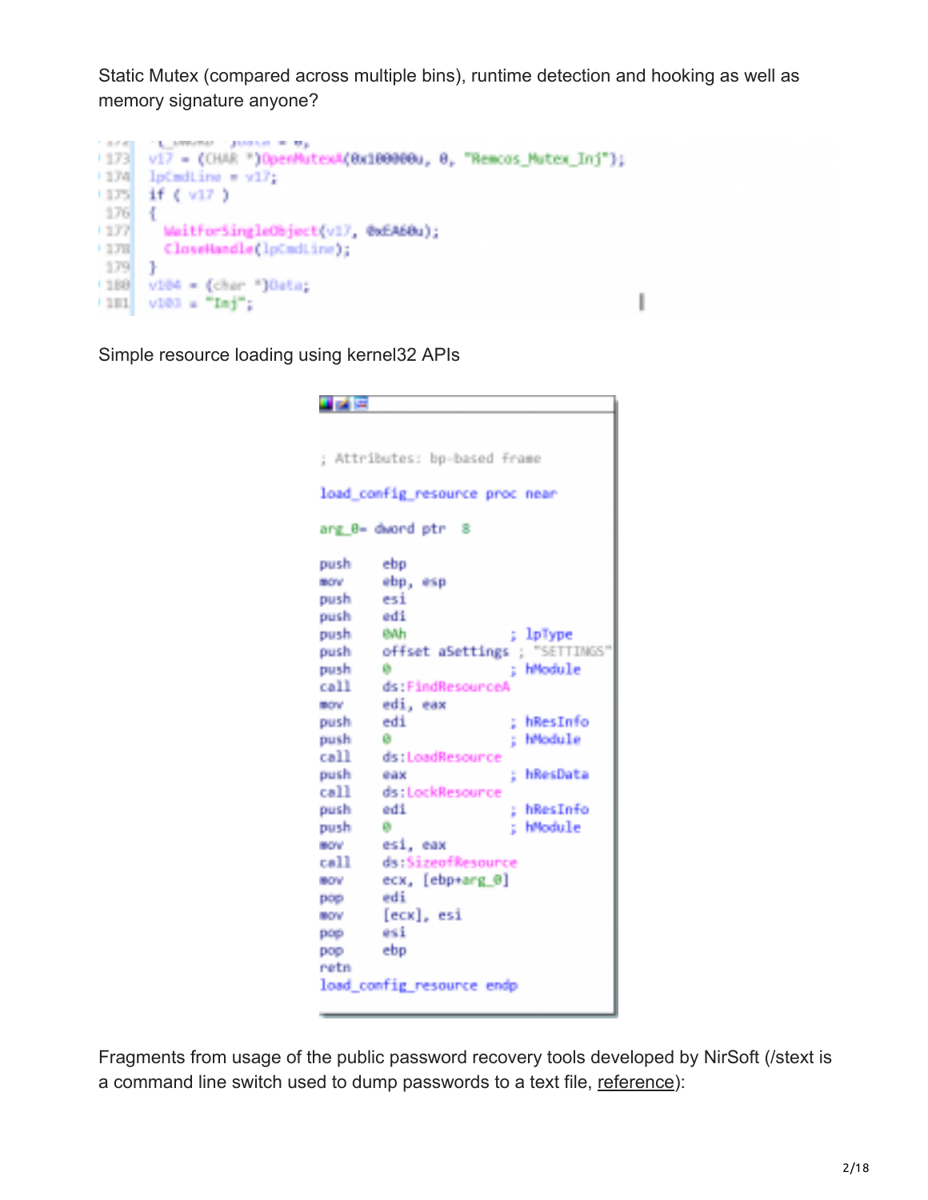Static Mutex (compared across multiple bins), runtime detection and hooking as well as memory signature anyone?

```
173   v17 = (CHAR *)OpenMutexA(0x100000u, 0, "Remcos_Mutex_Inj");
174   lpCmdLine = v17;
175   if ( v17 )
176   {
177     WaitForSingleObject(v17, 0xEA60u);
178     CloseHandle(lpCmdLine);
179   }
180   v104 = (char *)Data;
181   v103 = "Inj";
```

Simple resource loading using kernel32 APIs

```
; Attributes: bp-based frame

load_config_resource proc near

arg_0= dword ptr  8

push    ebp
mov     ebp, esp
push    esi
push    edi
push    0Ah             ; lpType
push    offset aSettings ; "SETTINGS"
push    0               ; hModule
call    ds:FindResourceA
mov     edi, eax
push    edi             ; hResInfo
push    0               ; hModule
call    ds:LoadResource
push    eax             ; hResData
call    ds:LockResource
push    edi             ; hResInfo
push    0               ; hModule
mov     esi, eax
call    ds:SizeofResource
mov     ecx, [ebp+arg_0]
pop     edi
mov     [ecx], esi
pop     esi
pop     ebp
retn
load_config_resource endp
```

Fragments from usage of the public password recovery tools developed by NirSoft (/stext is a command line switch used to dump passwords to a text file, reference):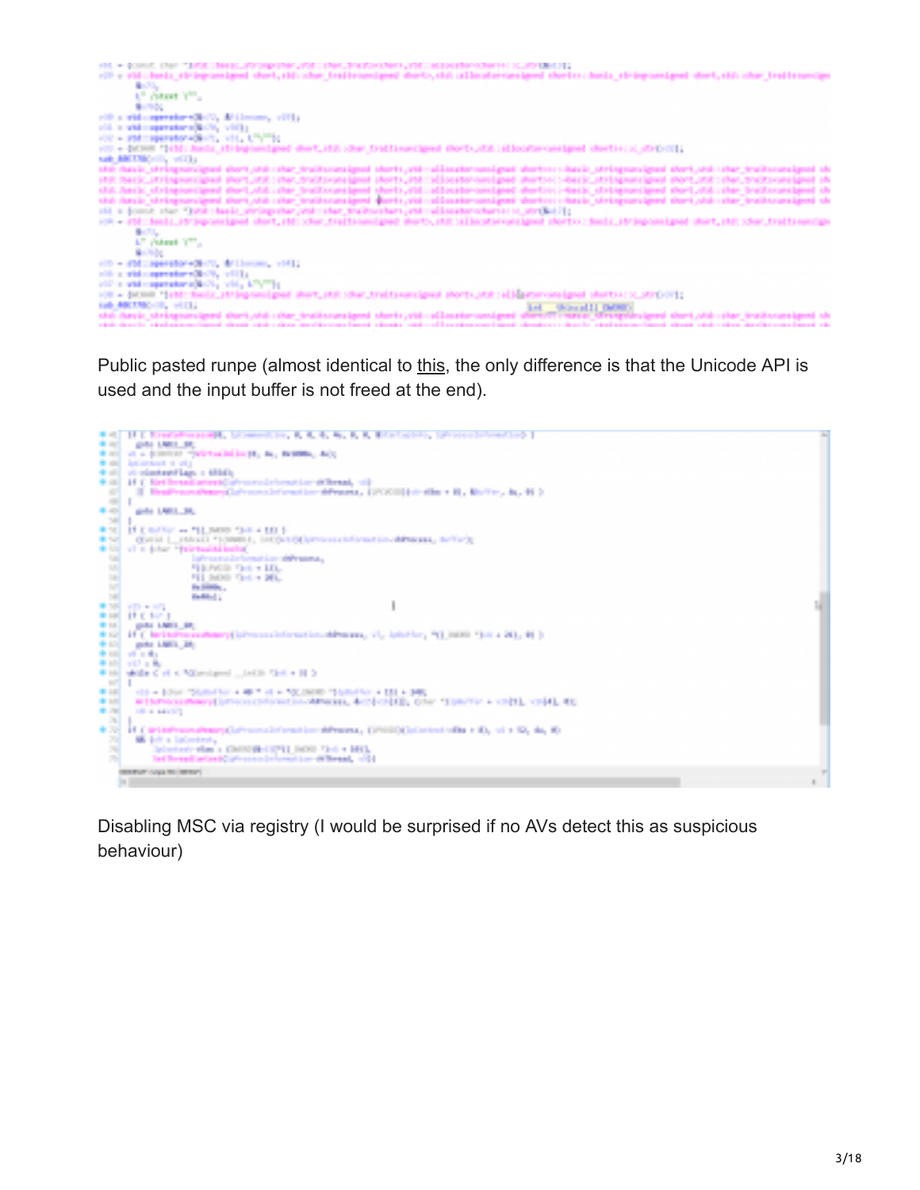Public pasted runpe (almost identical to this, the only difference is that the Unicode API is used and the input buffer is not freed at the end).

Disabling MSC via registry (I would be surprised if no AVs detect this as suspicious behaviour)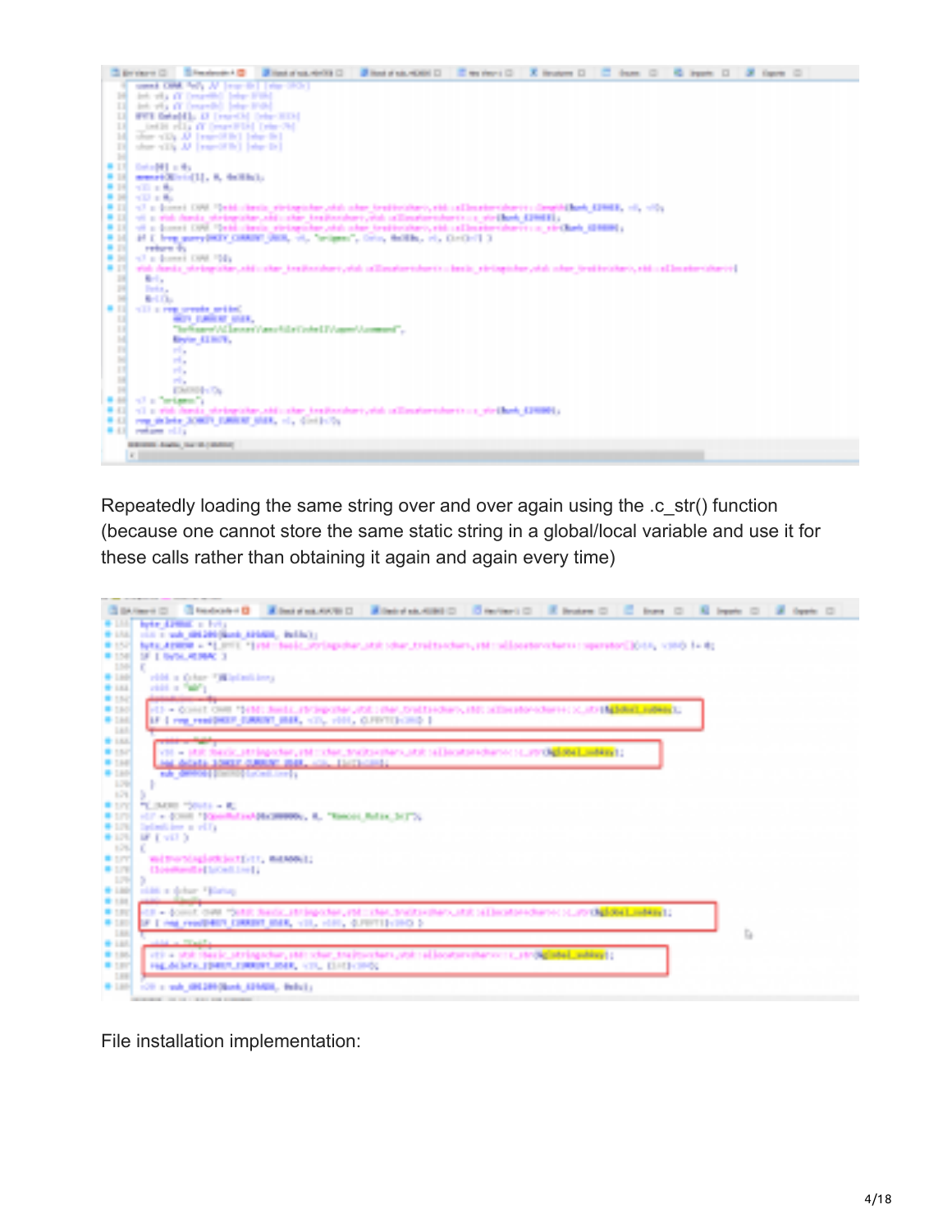Repeatedly loading the same string over and over again using the .c_str() function (because one cannot store the same static string in a global/local variable and use it for these calls rather than obtaining it again and again every time)

File installation implementation: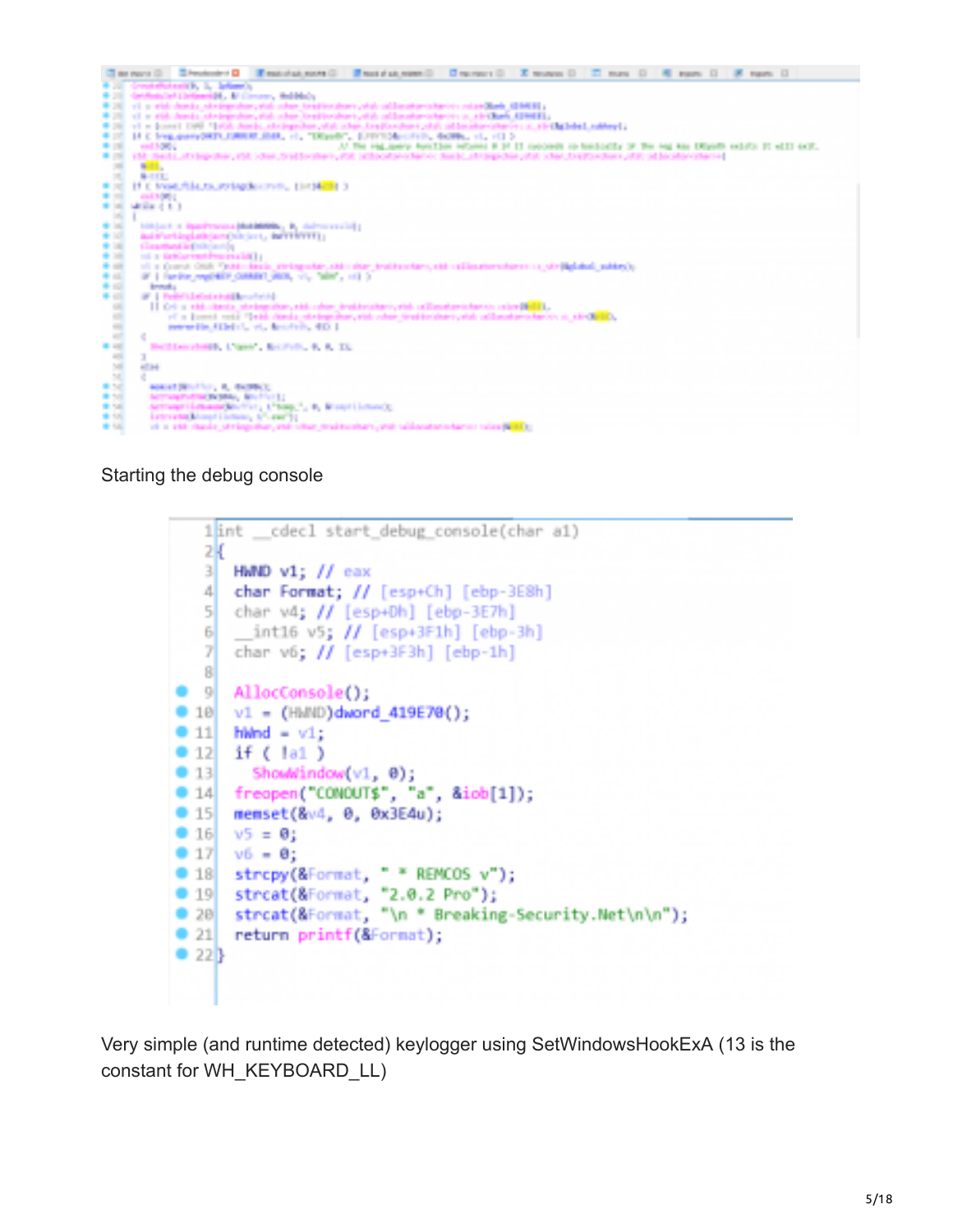Starting the debug console

```
int __cdecl start_debug_console(char a1)
{
  HWND v1; // eax
  char Format; // [esp+Ch] [ebp-3E8h]
  char v4; // [esp+Dh] [ebp-3E7h]
  __int16 v5; // [esp+3F1h] [ebp-3h]
  char v6; // [esp+3F3h] [ebp-1h]

  AllocConsole();
  v1 = (HWND)dword_419E70();
  hWnd = v1;
  if ( !a1 )
    ShowWindow(v1, 0);
  freopen("CONOUT$", "a", &iob[1]);
  memset(&v4, 0, 0x3E4u);
  v5 = 0;
  v6 = 0;
  strcpy(&Format, " * REMCOS v");
  strcat(&Format, "2.0.2 Pro");
  strcat(&Format, "\n * Breaking-Security.Net\n\n");
  return printf(&Format);
}
```

Very simple (and runtime detected) keylogger using SetWindowsHookExA (13 is the constant for WH_KEYBOARD_LL)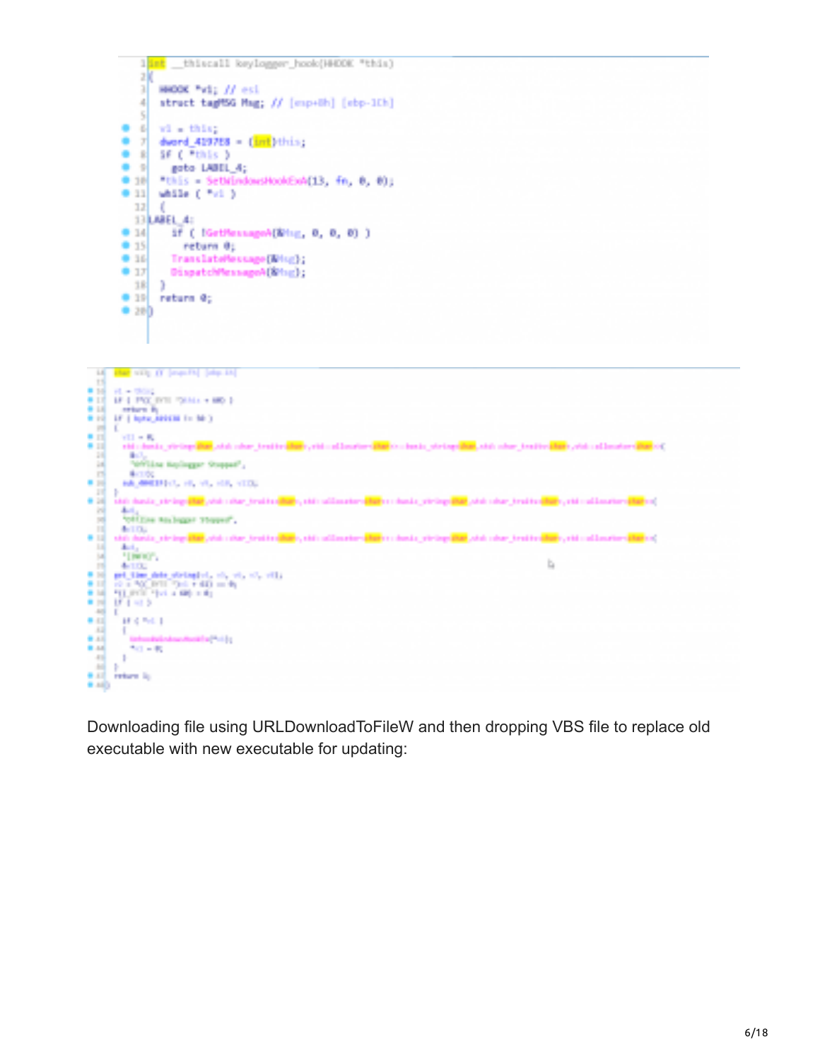```
int __thiscall keylogger_hook(HHOOK *this)
{
  HHOOK *v1; // esi
  struct tagMSG Msg; // [esp+8h] [ebp-1Ch]

  v1 = this;
  dword_4197E8 = (int)this;
  if ( *this )
    goto LABEL_4;
  *this = SetWindowsHookExA(13, fn, 0, 0);
  while ( *v1 )
  {
LABEL_4:
    if ( !GetMessageA(&Msg, 0, 0, 0) )
      return 0;
    TranslateMessage(&Msg);
    DispatchMessageA(&Msg);
  }
  return 0;
}
```

Downloading file using URLDownloadToFileW and then dropping VBS file to replace old executable with new executable for updating: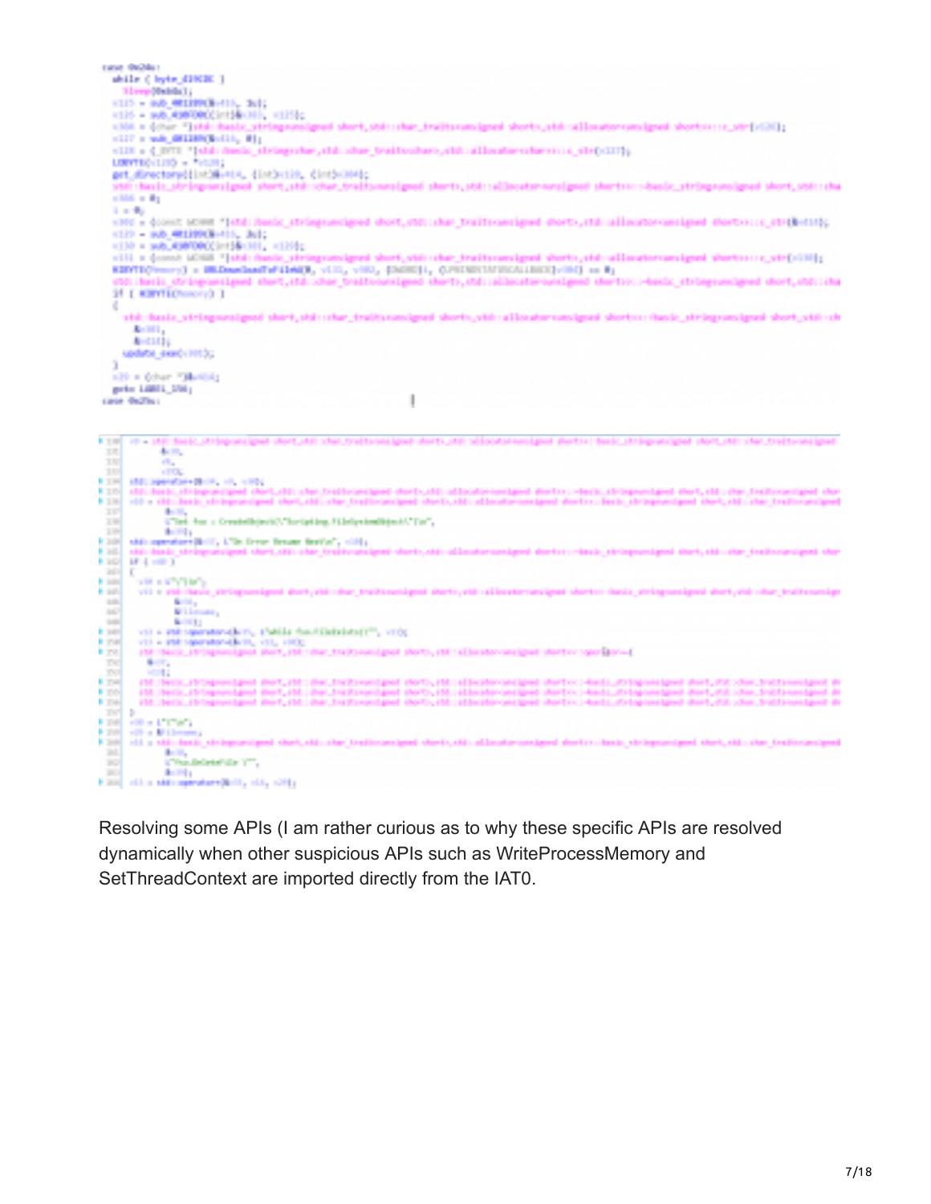Resolving some APIs (I am rather curious as to why these specific APIs are resolved dynamically when other suspicious APIs such as WriteProcessMemory and SetThreadContext are imported directly from the IAT0.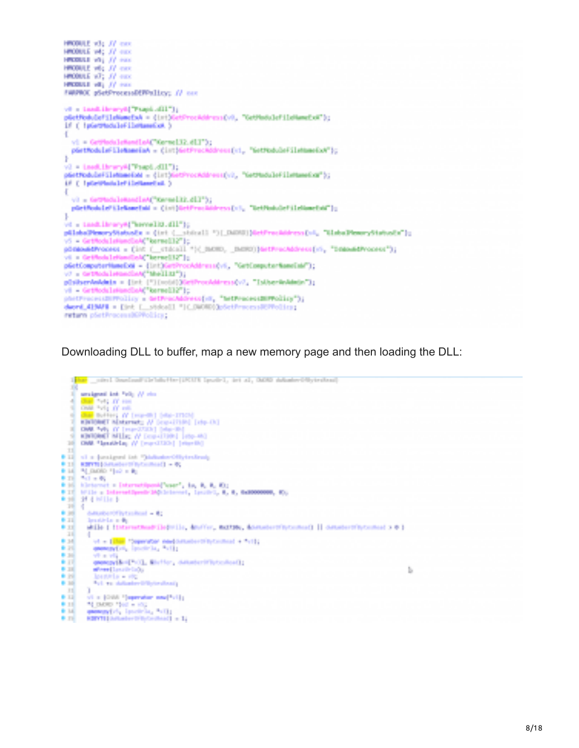```
HMODULE v3; // eax
HMODULE v4; // eax
HMODULE v5; // eax
HMODULE v6; // eax
HMODULE v7; // eax
HMODULE v8; // eax
FARPROC pSetProcessDEPPolicy; // eax

v0 = LoadLibraryA("Psapi.dll");
pGetModuleFileNameExA = (int)GetProcAddress(v0, "GetModuleFileNameExA");
if ( !pGetModuleFileNameExA )
{
  v1 = GetModuleHandleA("Kernel32.dll");
  pGetModuleFileNameExA = (int)GetProcAddress(v1, "GetModuleFileNameExA");
}
v2 = LoadLibraryA("Psapi.dll");
pGetModuleFileNameExW = (int)GetProcAddress(v2, "GetModuleFileNameExW");
if ( !pGetModuleFileNameExW )
{
  v3 = GetModuleHandleA("Kernel32.dll");
  pGetModuleFileNameExW = (int)GetProcAddress(v3, "GetModuleFileNameExW");
}
v4 = LoadLibraryA("kernel32.dll");
pGlobalMemoryStatusEx = (int (__stdcall *)(_DWORD))GetProcAddress(v4, "GlobalMemoryStatusEx");
v5 = GetModuleHandleA("kernel32");
pIsWow64Process = (int (__stdcall *)(_DWORD, _DWORD))GetProcAddress(v5, "IsWow64Process");
v6 = GetModuleHandleA("kernel32");
pGetComputerNameExW = (int)GetProcAddress(v6, "GetComputerNameExW");
v7 = GetModuleHandleA("Shell32");
pIsUserAnAdmin = (int (*)(void))GetProcAddress(v7, "IsUserAnAdmin");
v8 = GetModuleHandleA("kernel32");
pSetProcessDEPPolicy = GetProcAddress(v8, "SetProcessDEPPolicy");
dword_4194F8 = (int (__stdcall *)(_DWORD))pSetProcessDEPPolicy;
return pSetProcessDEPPolicy;
```

Downloading DLL to buffer, map a new memory page and then loading the DLL:

```
1  char __cdecl DownloadFileToBuffer(LPCSTR lpszUrl, int a1, DWORD dwNumberOfBytesRead)
2  {
3    unsigned int *v3; // ebx
4    char *v4; // esi
5    CHAR *v5; // edi
6    char Buffer; // [esp+8h] [ebp-2710h]
7    HINTERNET hInternet; // [esp+2710h] [ebp-Ch]
8    CHAR *v6; // [esp+2714h] [ebp-8h]
9    HINTERNET hFile; // [esp+2718h] [ebp-4h]
10   CHAR *lpszUrla; // [esp+2724h] [ebp+8h]
11
12   v3 = (unsigned int *)dwNumberOfBytesRead;
13   HIBYTE(dwNumberOfBytesRead) = 0;
14   *(_DWORD *)a1 = 0;
15   *v3 = 0;
16   hInternet = InternetOpenA("user", 1u, 0, 0, 0);
17   hFile = InternetOpenUrlA(hInternet, lpszUrl, 0, 0, 0x80000000, 0);
18   if ( hFile )
19   {
20     dwNumberOfBytesRead = 0;
21     lpszUrla = 0;
22     while ( !InternetReadFile(hFile, &Buffer, 0x2710u, &dwNumberOfBytesRead) || dwNumberOfBytesRead > 0 )
23     {
24       v4 = (char *)operator new(dwNumberOfBytesRead + *v3);
25       qmemcpy(v4, lpszUrla, *v3);
26       v5 = v4;
27       qmemcpy(&v4[*v3], &Buffer, dwNumberOfBytesRead);
28       mFree(lpszUrla);
29       lpszUrla = v5;
30       *v3 += dwNumberOfBytesRead;
31     }
32     v6 = (CHAR *)operator new(*v3);
33     *(_DWORD *)a1 = v6;
34     qmemcpy(v6, lpszUrla, *v3);
35     HIBYTE(dwNumberOfBytesRead) = 1;
```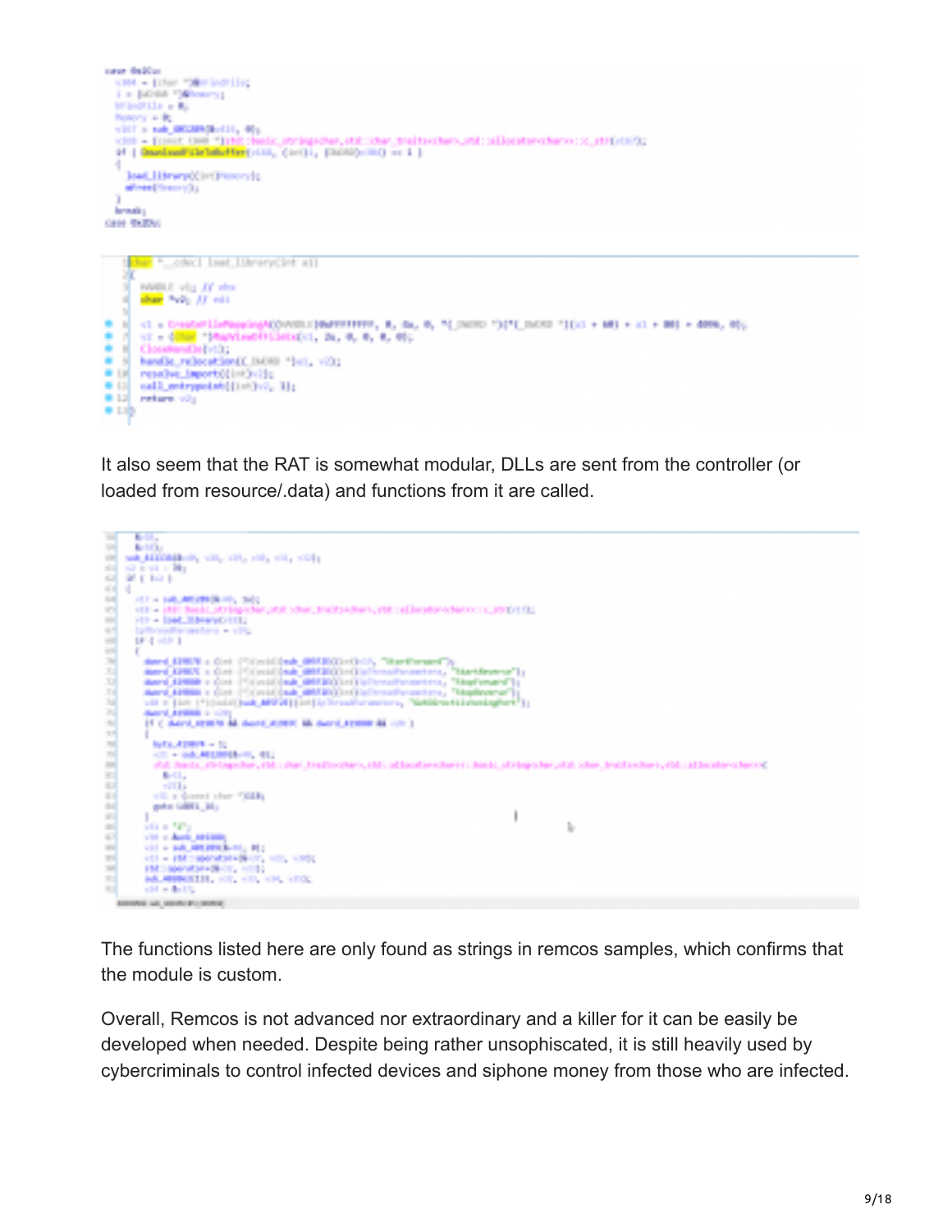It also seem that the RAT is somewhat modular, DLLs are sent from the controller (or loaded from resource/.data) and functions from it are called.

The functions listed here are only found as strings in remcos samples, which confirms that the module is custom.

Overall, Remcos is not advanced nor extraordinary and a killer for it can be easily be developed when needed. Despite being rather unsophiscated, it is still heavily used by cybercriminals to control infected devices and siphone money from those who are infected.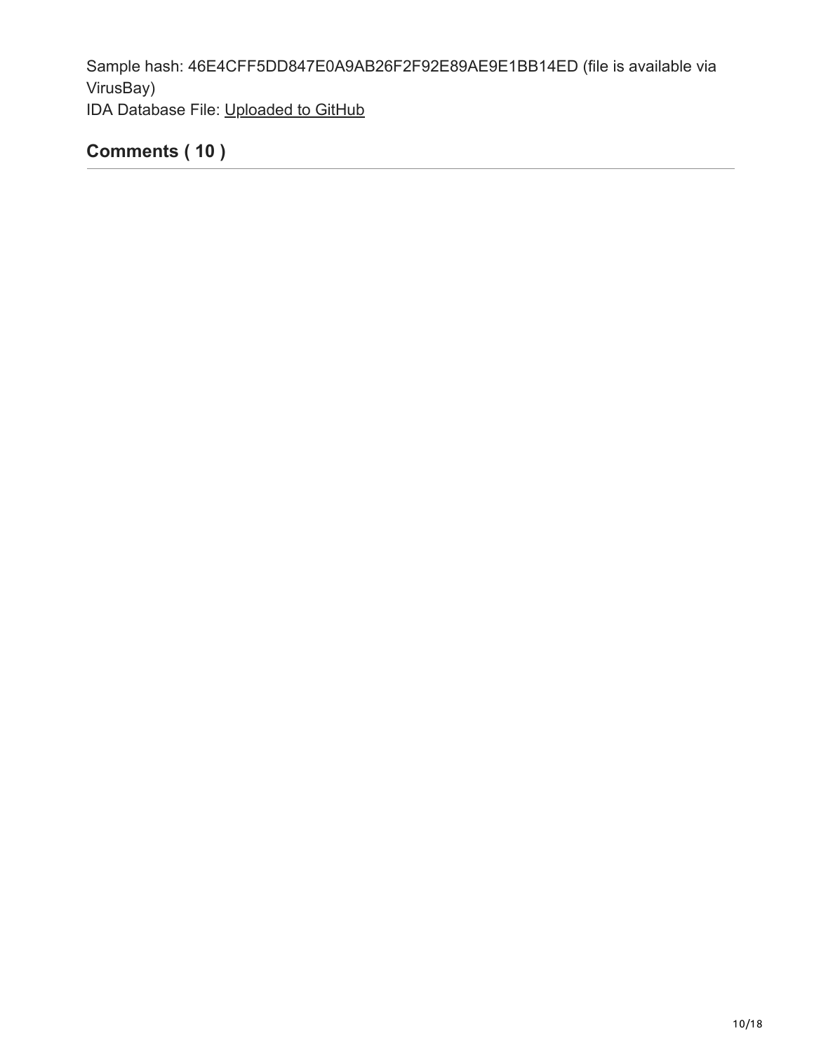Sample hash: 46E4CFF5DD847E0A9AB26F2F92E89AE9E1BB14ED (file is available via VirusBay)
IDA Database File: Uploaded to GitHub

## Comments ( 10 )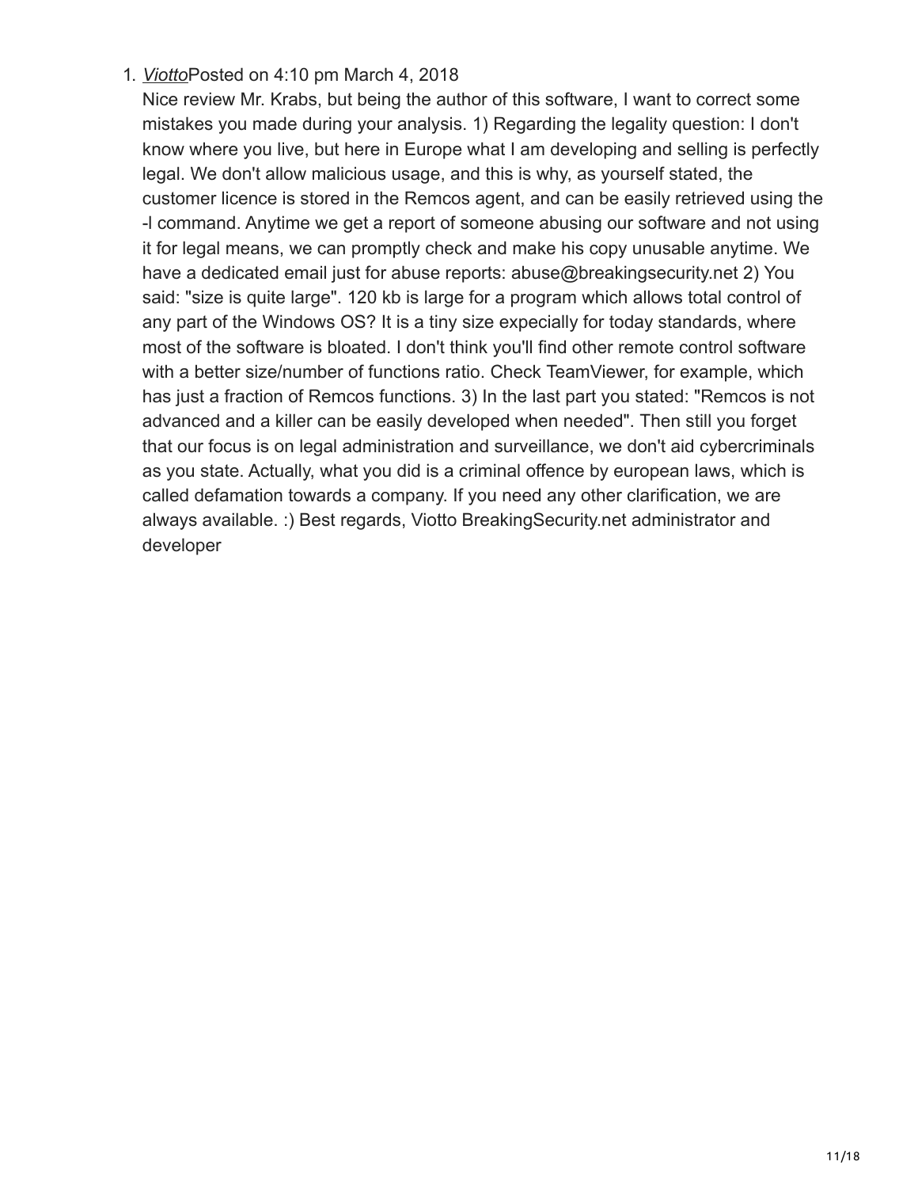1. *Viotto*Posted on 4:10 pm March 4, 2018

   Nice review Mr. Krabs, but being the author of this software, I want to correct some mistakes you made during your analysis. 1) Regarding the legality question: I don't know where you live, but here in Europe what I am developing and selling is perfectly legal. We don't allow malicious usage, and this is why, as yourself stated, the customer licence is stored in the Remcos agent, and can be easily retrieved using the -l command. Anytime we get a report of someone abusing our software and not using it for legal means, we can promptly check and make his copy unusable anytime. We have a dedicated email just for abuse reports: abuse@breakingsecurity.net 2) You said: "size is quite large". 120 kb is large for a program which allows total control of any part of the Windows OS? It is a tiny size expecially for today standards, where most of the software is bloated. I don't think you'll find other remote control software with a better size/number of functions ratio. Check TeamViewer, for example, which has just a fraction of Remcos functions. 3) In the last part you stated: "Remcos is not advanced and a killer can be easily developed when needed". Then still you forget that our focus is on legal administration and surveillance, we don't aid cybercriminals as you state. Actually, what you did is a criminal offence by european laws, which is called defamation towards a company. If you need any other clarification, we are always available. :) Best regards, Viotto BreakingSecurity.net administrator and developer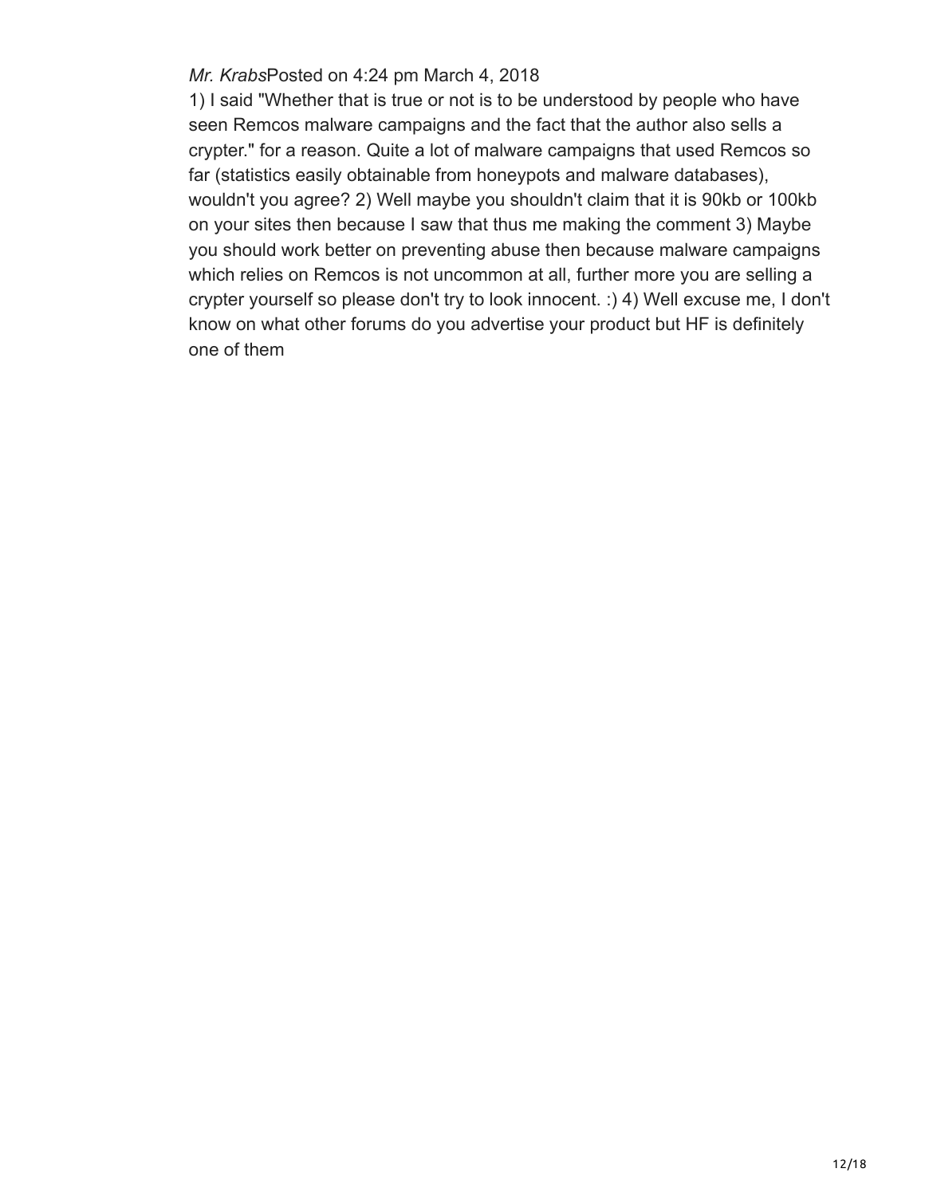*Mr. Krabs*Posted on 4:24 pm March 4, 2018

1) I said "Whether that is true or not is to be understood by people who have seen Remcos malware campaigns and the fact that the author also sells a crypter." for a reason. Quite a lot of malware campaigns that used Remcos so far (statistics easily obtainable from honeypots and malware databases), wouldn't you agree? 2) Well maybe you shouldn't claim that it is 90kb or 100kb on your sites then because I saw that thus me making the comment 3) Maybe you should work better on preventing abuse then because malware campaigns which relies on Remcos is not uncommon at all, further more you are selling a crypter yourself so please don't try to look innocent. :) 4) Well excuse me, I don't know on what other forums do you advertise your product but HF is definitely one of them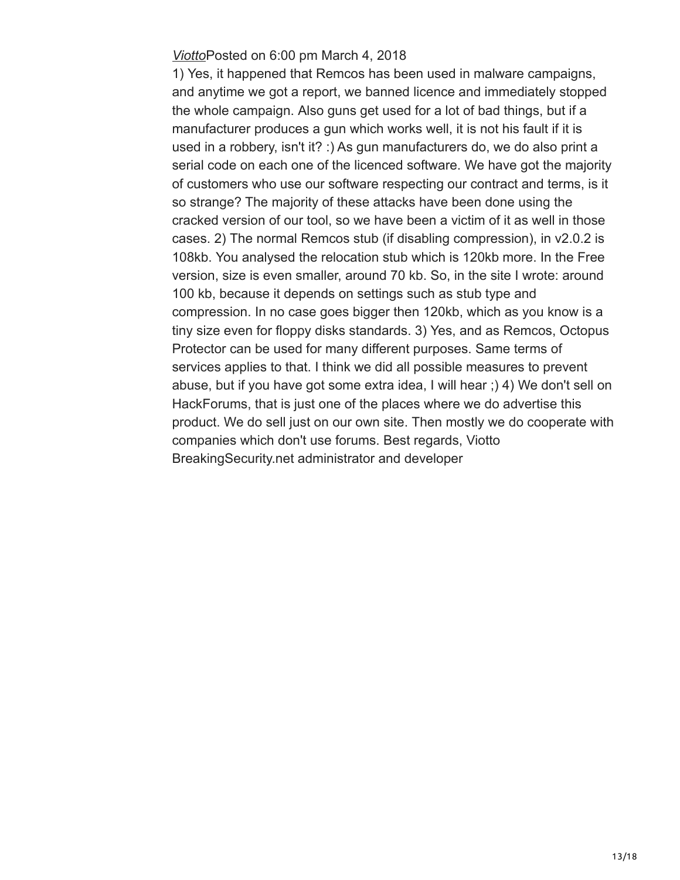*Viotto*Posted on 6:00 pm March 4, 2018

1) Yes, it happened that Remcos has been used in malware campaigns, and anytime we got a report, we banned licence and immediately stopped the whole campaign. Also guns get used for a lot of bad things, but if a manufacturer produces a gun which works well, it is not his fault if it is used in a robbery, isn't it? :) As gun manufacturers do, we do also print a serial code on each one of the licenced software. We have got the majority of customers who use our software respecting our contract and terms, is it so strange? The majority of these attacks have been done using the cracked version of our tool, so we have been a victim of it as well in those cases. 2) The normal Remcos stub (if disabling compression), in v2.0.2 is 108kb. You analysed the relocation stub which is 120kb more. In the Free version, size is even smaller, around 70 kb. So, in the site I wrote: around 100 kb, because it depends on settings such as stub type and compression. In no case goes bigger then 120kb, which as you know is a tiny size even for floppy disks standards. 3) Yes, and as Remcos, Octopus Protector can be used for many different purposes. Same terms of services applies to that. I think we did all possible measures to prevent abuse, but if you have got some extra idea, I will hear ;) 4) We don't sell on HackForums, that is just one of the places where we do advertise this product. We do sell just on our own site. Then mostly we do cooperate with companies which don't use forums. Best regards, Viotto BreakingSecurity.net administrator and developer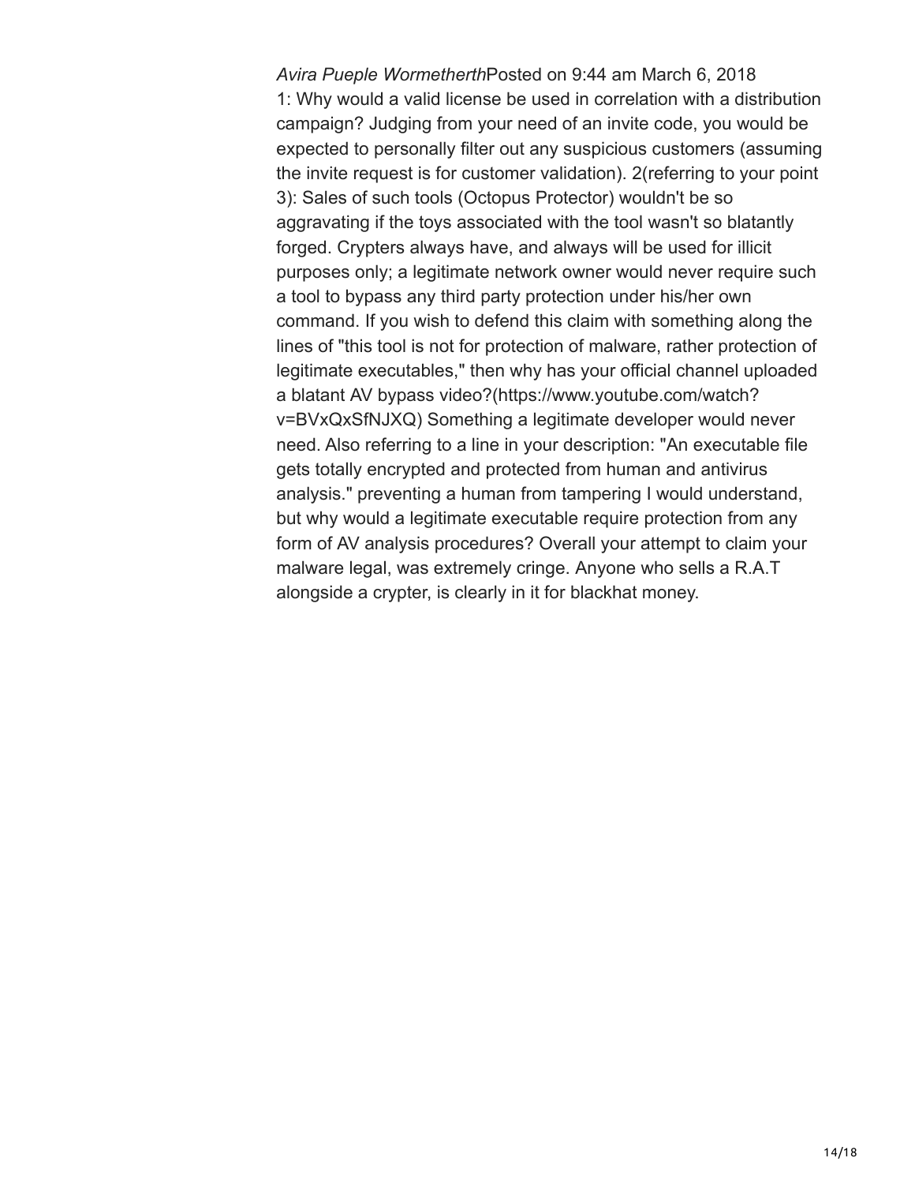*Avira Pueple Wormetherth*Posted on 9:44 am March 6, 2018

1: Why would a valid license be used in correlation with a distribution campaign? Judging from your need of an invite code, you would be expected to personally filter out any suspicious customers (assuming the invite request is for customer validation). 2(referring to your point 3): Sales of such tools (Octopus Protector) wouldn't be so aggravating if the toys associated with the tool wasn't so blatantly forged. Crypters always have, and always will be used for illicit purposes only; a legitimate network owner would never require such a tool to bypass any third party protection under his/her own command. If you wish to defend this claim with something along the lines of "this tool is not for protection of malware, rather protection of legitimate executables," then why has your official channel uploaded a blatant AV bypass video?(https://www.youtube.com/watch?v=BVxQxSfNJXQ) Something a legitimate developer would never need. Also referring to a line in your description: "An executable file gets totally encrypted and protected from human and antivirus analysis." preventing a human from tampering I would understand, but why would a legitimate executable require protection from any form of AV analysis procedures? Overall your attempt to claim your malware legal, was extremely cringe. Anyone who sells a R.A.T alongside a crypter, is clearly in it for blackhat money.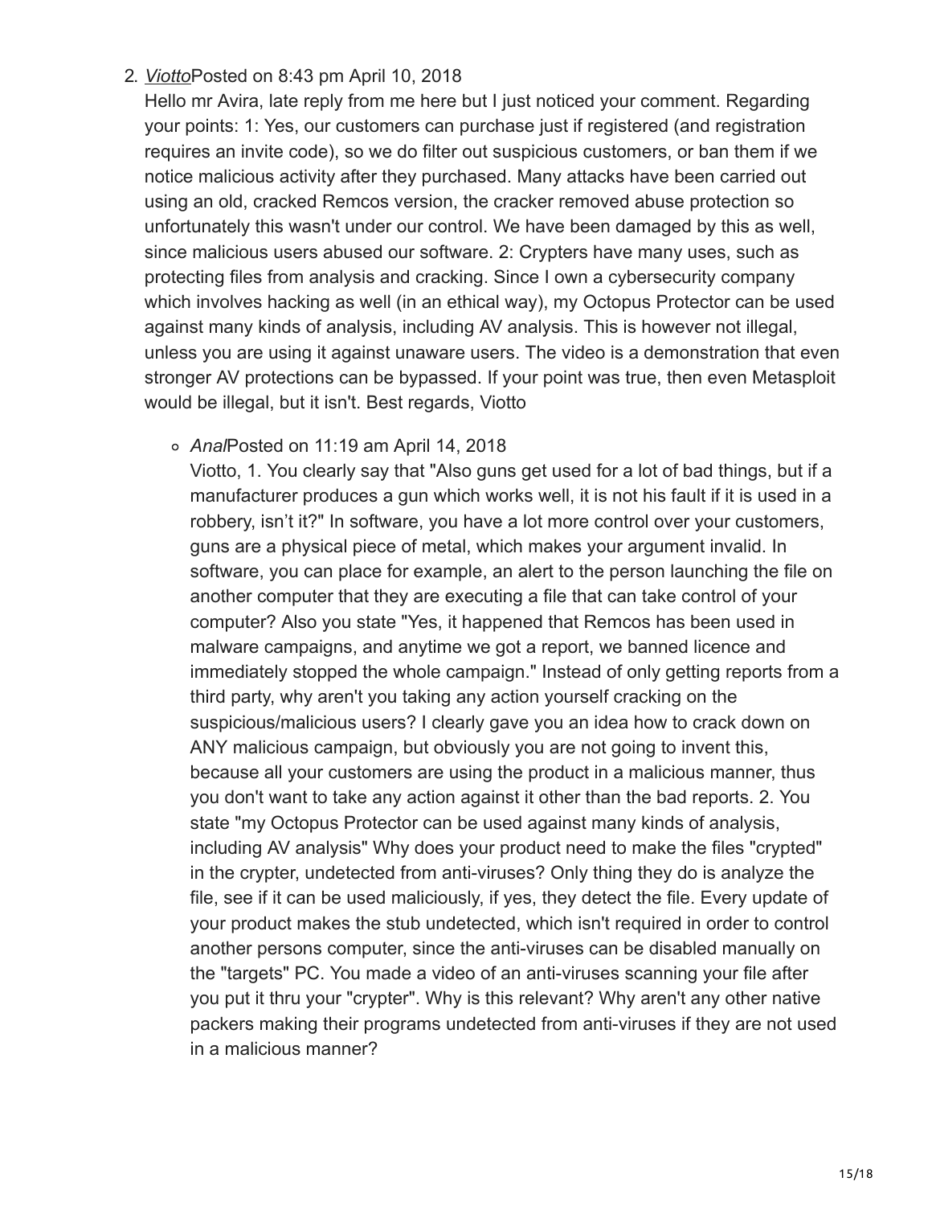2. *Viotto*Posted on 8:43 pm April 10, 2018

   Hello mr Avira, late reply from me here but I just noticed your comment. Regarding your points: 1: Yes, our customers can purchase just if registered (and registration requires an invite code), so we do filter out suspicious customers, or ban them if we notice malicious activity after they purchased. Many attacks have been carried out using an old, cracked Remcos version, the cracker removed abuse protection so unfortunately this wasn't under our control. We have been damaged by this as well, since malicious users abused our software. 2: Crypters have many uses, such as protecting files from analysis and cracking. Since I own a cybersecurity company which involves hacking as well (in an ethical way), my Octopus Protector can be used against many kinds of analysis, including AV analysis. This is however not illegal, unless you are using it against unaware users. The video is a demonstration that even stronger AV protections can be bypassed. If your point was true, then even Metasploit would be illegal, but it isn't. Best regards, Viotto

   - *Anal*Posted on 11:19 am April 14, 2018

     Viotto, 1. You clearly say that "Also guns get used for a lot of bad things, but if a manufacturer produces a gun which works well, it is not his fault if it is used in a robbery, isn't it?" In software, you have a lot more control over your customers, guns are a physical piece of metal, which makes your argument invalid. In software, you can place for example, an alert to the person launching the file on another computer that they are executing a file that can take control of your computer? Also you state "Yes, it happened that Remcos has been used in malware campaigns, and anytime we got a report, we banned licence and immediately stopped the whole campaign." Instead of only getting reports from a third party, why aren't you taking any action yourself cracking on the suspicious/malicious users? I clearly gave you an idea how to crack down on ANY malicious campaign, but obviously you are not going to invent this, because all your customers are using the product in a malicious manner, thus you don't want to take any action against it other than the bad reports. 2. You state "my Octopus Protector can be used against many kinds of analysis, including AV analysis" Why does your product need to make the files "crypted" in the crypter, undetected from anti-viruses? Only thing they do is analyze the file, see if it can be used maliciously, if yes, they detect the file. Every update of your product makes the stub undetected, which isn't required in order to control another persons computer, since the anti-viruses can be disabled manually on the "targets" PC. You made a video of an anti-viruses scanning your file after you put it thru your "crypter". Why is this relevant? Why aren't any other native packers making their programs undetected from anti-viruses if they are not used in a malicious manner?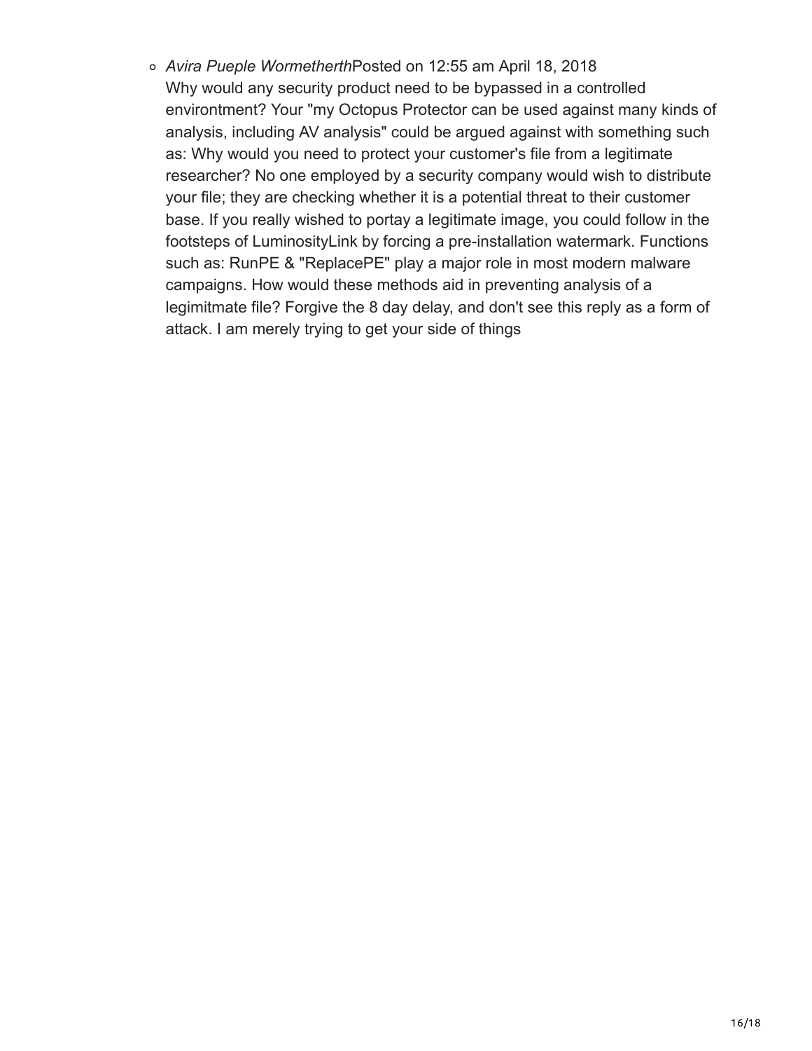- *Avira Pueple Wormetherth*Posted on 12:55 am April 18, 2018
  Why would any security product need to be bypassed in a controlled environtment? Your "my Octopus Protector can be used against many kinds of analysis, including AV analysis" could be argued against with something such as: Why would you need to protect your customer's file from a legitimate researcher? No one employed by a security company would wish to distribute your file; they are checking whether it is a potential threat to their customer base. If you really wished to portay a legitimate image, you could follow in the footsteps of LuminosityLink by forcing a pre-installation watermark. Functions such as: RunPE & "ReplacePE" play a major role in most modern malware campaigns. How would these methods aid in preventing analysis of a legimitmate file? Forgive the 8 day delay, and don't see this reply as a form of attack. I am merely trying to get your side of things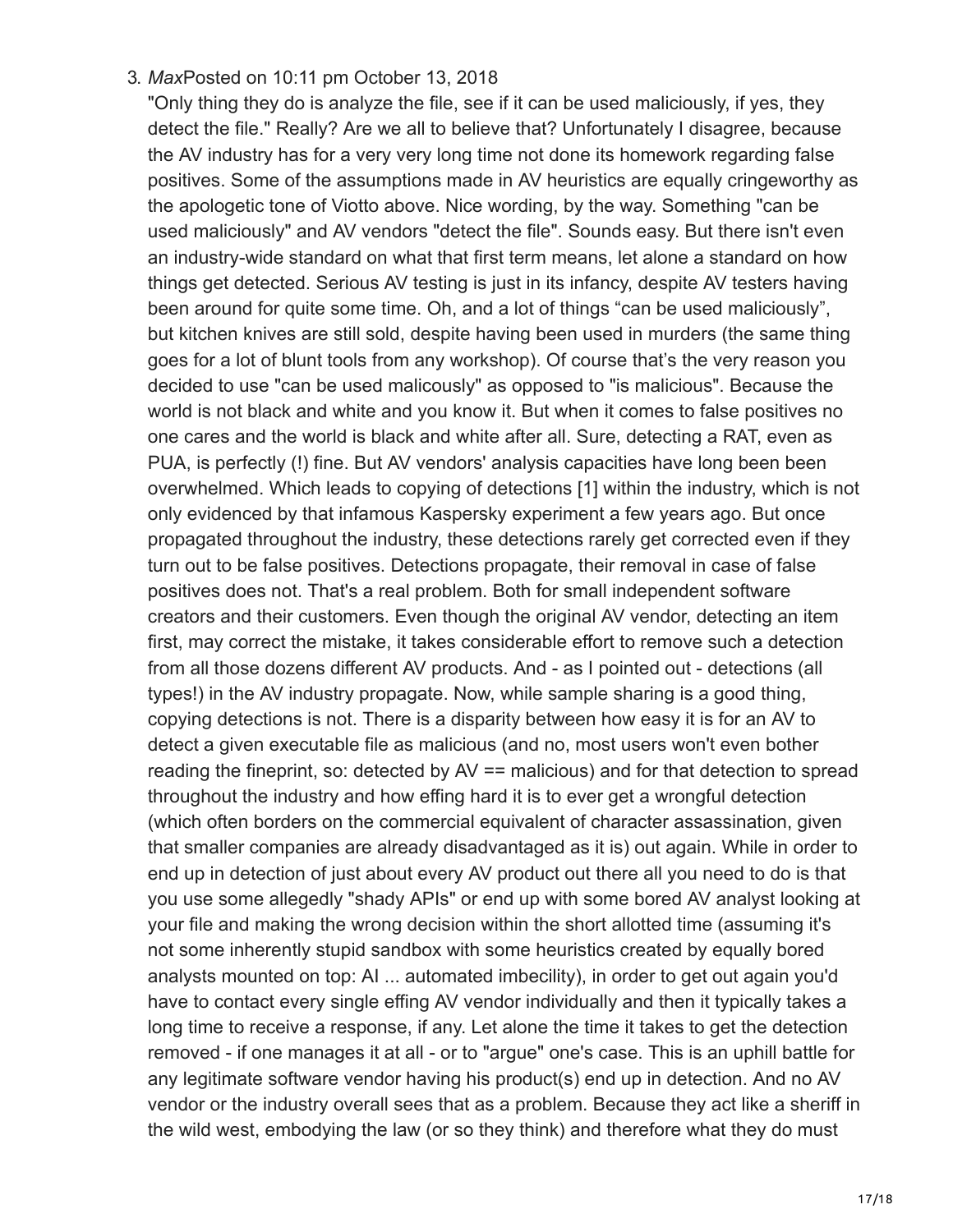3. *Max*Posted on 10:11 pm October 13, 2018

   "Only thing they do is analyze the file, see if it can be used maliciously, if yes, they detect the file." Really? Are we all to believe that? Unfortunately I disagree, because the AV industry has for a very very long time not done its homework regarding false positives. Some of the assumptions made in AV heuristics are equally cringeworthy as the apologetic tone of Viotto above. Nice wording, by the way. Something "can be used maliciously" and AV vendors "detect the file". Sounds easy. But there isn't even an industry-wide standard on what that first term means, let alone a standard on how things get detected. Serious AV testing is just in its infancy, despite AV testers having been around for quite some time. Oh, and a lot of things "can be used maliciously", but kitchen knives are still sold, despite having been used in murders (the same thing goes for a lot of blunt tools from any workshop). Of course that's the very reason you decided to use "can be used malicously" as opposed to "is malicious". Because the world is not black and white and you know it. But when it comes to false positives no one cares and the world is black and white after all. Sure, detecting a RAT, even as PUA, is perfectly (!) fine. But AV vendors' analysis capacities have long been been overwhelmed. Which leads to copying of detections [1] within the industry, which is not only evidenced by that infamous Kaspersky experiment a few years ago. But once propagated throughout the industry, these detections rarely get corrected even if they turn out to be false positives. Detections propagate, their removal in case of false positives does not. That's a real problem. Both for small independent software creators and their customers. Even though the original AV vendor, detecting an item first, may correct the mistake, it takes considerable effort to remove such a detection from all those dozens different AV products. And - as I pointed out - detections (all types!) in the AV industry propagate. Now, while sample sharing is a good thing, copying detections is not. There is a disparity between how easy it is for an AV to detect a given executable file as malicious (and no, most users won't even bother reading the fineprint, so: detected by AV == malicious) and for that detection to spread throughout the industry and how effing hard it is to ever get a wrongful detection (which often borders on the commercial equivalent of character assassination, given that smaller companies are already disadvantaged as it is) out again. While in order to end up in detection of just about every AV product out there all you need to do is that you use some allegedly "shady APIs" or end up with some bored AV analyst looking at your file and making the wrong decision within the short allotted time (assuming it's not some inherently stupid sandbox with some heuristics created by equally bored analysts mounted on top: AI ... automated imbecility), in order to get out again you'd have to contact every single effing AV vendor individually and then it typically takes a long time to receive a response, if any. Let alone the time it takes to get the detection removed - if one manages it at all - or to "argue" one's case. This is an uphill battle for any legitimate software vendor having his product(s) end up in detection. And no AV vendor or the industry overall sees that as a problem. Because they act like a sheriff in the wild west, embodying the law (or so they think) and therefore what they do must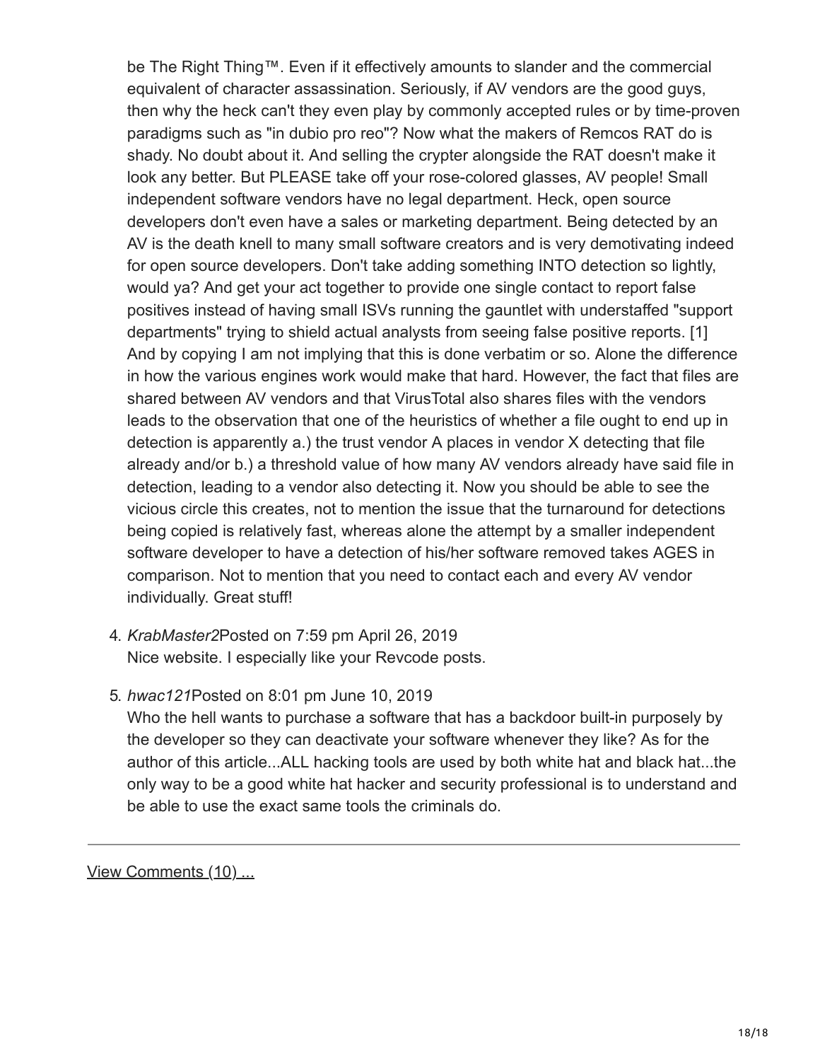be The Right Thing™. Even if it effectively amounts to slander and the commercial equivalent of character assassination. Seriously, if AV vendors are the good guys, then why the heck can't they even play by commonly accepted rules or by time-proven paradigms such as "in dubio pro reo"? Now what the makers of Remcos RAT do is shady. No doubt about it. And selling the crypter alongside the RAT doesn't make it look any better. But PLEASE take off your rose-colored glasses, AV people! Small independent software vendors have no legal department. Heck, open source developers don't even have a sales or marketing department. Being detected by an AV is the death knell to many small software creators and is very demotivating indeed for open source developers. Don't take adding something INTO detection so lightly, would ya? And get your act together to provide one single contact to report false positives instead of having small ISVs running the gauntlet with understaffed "support departments" trying to shield actual analysts from seeing false positive reports. [1] And by copying I am not implying that this is done verbatim or so. Alone the difference in how the various engines work would make that hard. However, the fact that files are shared between AV vendors and that VirusTotal also shares files with the vendors leads to the observation that one of the heuristics of whether a file ought to end up in detection is apparently a.) the trust vendor A places in vendor X detecting that file already and/or b.) a threshold value of how many AV vendors already have said file in detection, leading to a vendor also detecting it. Now you should be able to see the vicious circle this creates, not to mention the issue that the turnaround for detections being copied is relatively fast, whereas alone the attempt by a smaller independent software developer to have a detection of his/her software removed takes AGES in comparison. Not to mention that you need to contact each and every AV vendor individually. Great stuff!

4. *KrabMaster2*Posted on 7:59 pm April 26, 2019
   Nice website. I especially like your Revcode posts.

5. *hwac121*Posted on 8:01 pm June 10, 2019
   Who the hell wants to purchase a software that has a backdoor built-in purposely by the developer so they can deactivate your software whenever they like? As for the author of this article...ALL hacking tools are used by both white hat and black hat...the only way to be a good white hat hacker and security professional is to understand and be able to use the exact same tools the criminals do.

---

View Comments (10) ...